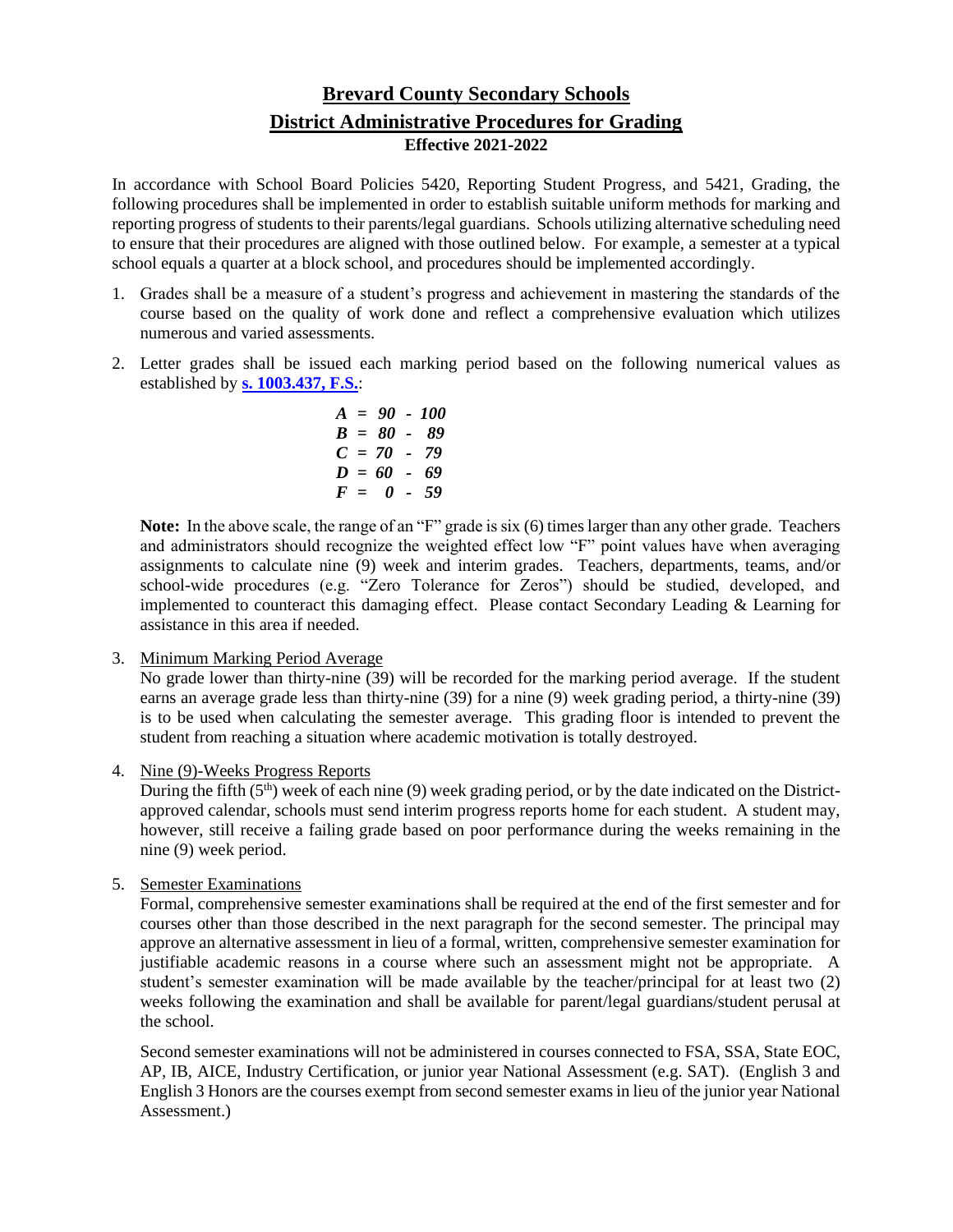# Brevard County Secondary Schools

## District Administrative Procedures for Grading

**Effective 2021-2022**

In accordance with School Board Policies 5420, Reporting Student Progress, and 5421, Grading, the following procedures shall be implemented in order to establish suitable uniform methods for marking and reporting progress of students to their parents/legal guardians. Schools utilizing alternative scheduling need to ensure that their procedures are aligned with those outlined below. For example, a semester at a typical school equals a quarter at a block school, and procedures should be implemented accordingly.

1. Grades shall be a measure of a student's progress and achievement in mastering the standards of the course based on the quality of work done and reflect a comprehensive evaluation which utilizes numerous and varied assessments.

2. Letter grades shall be issued each marking period based on the following numerical values as established by **s. 1003.437, F.S.**:

   ***A* = *90 - 100***
   ***B* = *80 - 89***
   ***C* = *70 - 79***
   ***D* = *60 - 69***
   ***F* = *0 - 59***

   **Note:** In the above scale, the range of an "F" grade is six (6) times larger than any other grade. Teachers and administrators should recognize the weighted effect low "F" point values have when averaging assignments to calculate nine (9) week and interim grades. Teachers, departments, teams, and/or school-wide procedures (e.g. "Zero Tolerance for Zeros") should be studied, developed, and implemented to counteract this damaging effect. Please contact Secondary Leading & Learning for assistance in this area if needed.

3. Minimum Marking Period Average
   No grade lower than thirty-nine (39) will be recorded for the marking period average. If the student earns an average grade less than thirty-nine (39) for a nine (9) week grading period, a thirty-nine (39) is to be used when calculating the semester average. This grading floor is intended to prevent the student from reaching a situation where academic motivation is totally destroyed.

4. Nine (9)-Weeks Progress Reports
   During the fifth (5th) week of each nine (9) week grading period, or by the date indicated on the District-approved calendar, schools must send interim progress reports home for each student. A student may, however, still receive a failing grade based on poor performance during the weeks remaining in the nine (9) week period.

5. Semester Examinations
   Formal, comprehensive semester examinations shall be required at the end of the first semester and for courses other than those described in the next paragraph for the second semester. The principal may approve an alternative assessment in lieu of a formal, written, comprehensive semester examination for justifiable academic reasons in a course where such an assessment might not be appropriate. A student's semester examination will be made available by the teacher/principal for at least two (2) weeks following the examination and shall be available for parent/legal guardians/student perusal at the school.

   Second semester examinations will not be administered in courses connected to FSA, SSA, State EOC, AP, IB, AICE, Industry Certification, or junior year National Assessment (e.g. SAT). (English 3 and English 3 Honors are the courses exempt from second semester exams in lieu of the junior year National Assessment.)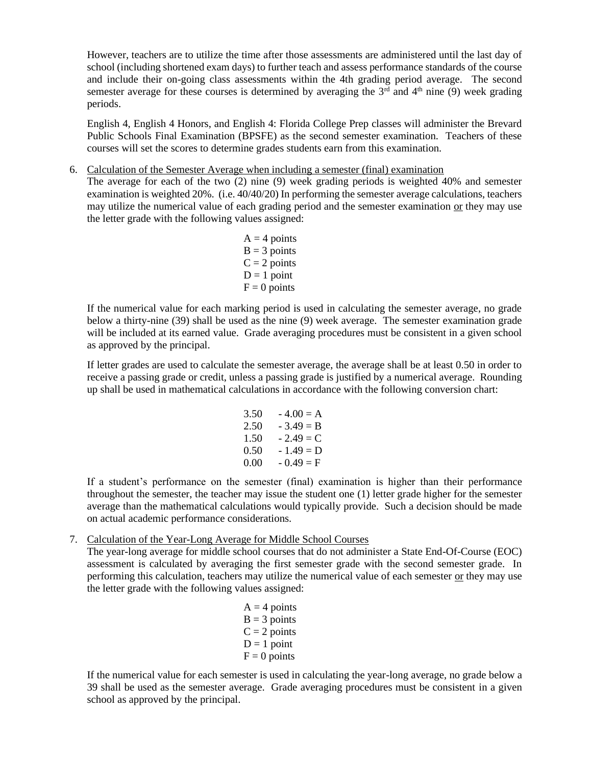However, teachers are to utilize the time after those assessments are administered until the last day of school (including shortened exam days) to further teach and assess performance standards of the course and include their on-going class assessments within the 4th grading period average. The second semester average for these courses is determined by averaging the 3rd and 4th nine (9) week grading periods.

English 4, English 4 Honors, and English 4: Florida College Prep classes will administer the Brevard Public Schools Final Examination (BPSFE) as the second semester examination. Teachers of these courses will set the scores to determine grades students earn from this examination.

6. Calculation of the Semester Average when including a semester (final) examination

   The average for each of the two (2) nine (9) week grading periods is weighted 40% and semester examination is weighted 20%. (i.e. 40/40/20) In performing the semester average calculations, teachers may utilize the numerical value of each grading period and the semester examination <u>or</u> they may use the letter grade with the following values assigned:

   A = 4 points
   B = 3 points
   C = 2 points
   D = 1 point
   F = 0 points

   If the numerical value for each marking period is used in calculating the semester average, no grade below a thirty-nine (39) shall be used as the nine (9) week average. The semester examination grade will be included at its earned value. Grade averaging procedures must be consistent in a given school as approved by the principal.

   If letter grades are used to calculate the semester average, the average shall be at least 0.50 in order to receive a passing grade or credit, unless a passing grade is justified by a numerical average. Rounding up shall be used in mathematical calculations in accordance with the following conversion chart:

   3.50 - 4.00 = A
   2.50 - 3.49 = B
   1.50 - 2.49 = C
   0.50 - 1.49 = D
   0.00 - 0.49 = F

   If a student's performance on the semester (final) examination is higher than their performance throughout the semester, the teacher may issue the student one (1) letter grade higher for the semester average than the mathematical calculations would typically provide. Such a decision should be made on actual academic performance considerations.

7. Calculation of the Year-Long Average for Middle School Courses

   The year-long average for middle school courses that do not administer a State End-Of-Course (EOC) assessment is calculated by averaging the first semester grade with the second semester grade. In performing this calculation, teachers may utilize the numerical value of each semester <u>or</u> they may use the letter grade with the following values assigned:

   A = 4 points
   B = 3 points
   C = 2 points
   D = 1 point
   F = 0 points

   If the numerical value for each semester is used in calculating the year-long average, no grade below a 39 shall be used as the semester average. Grade averaging procedures must be consistent in a given school as approved by the principal.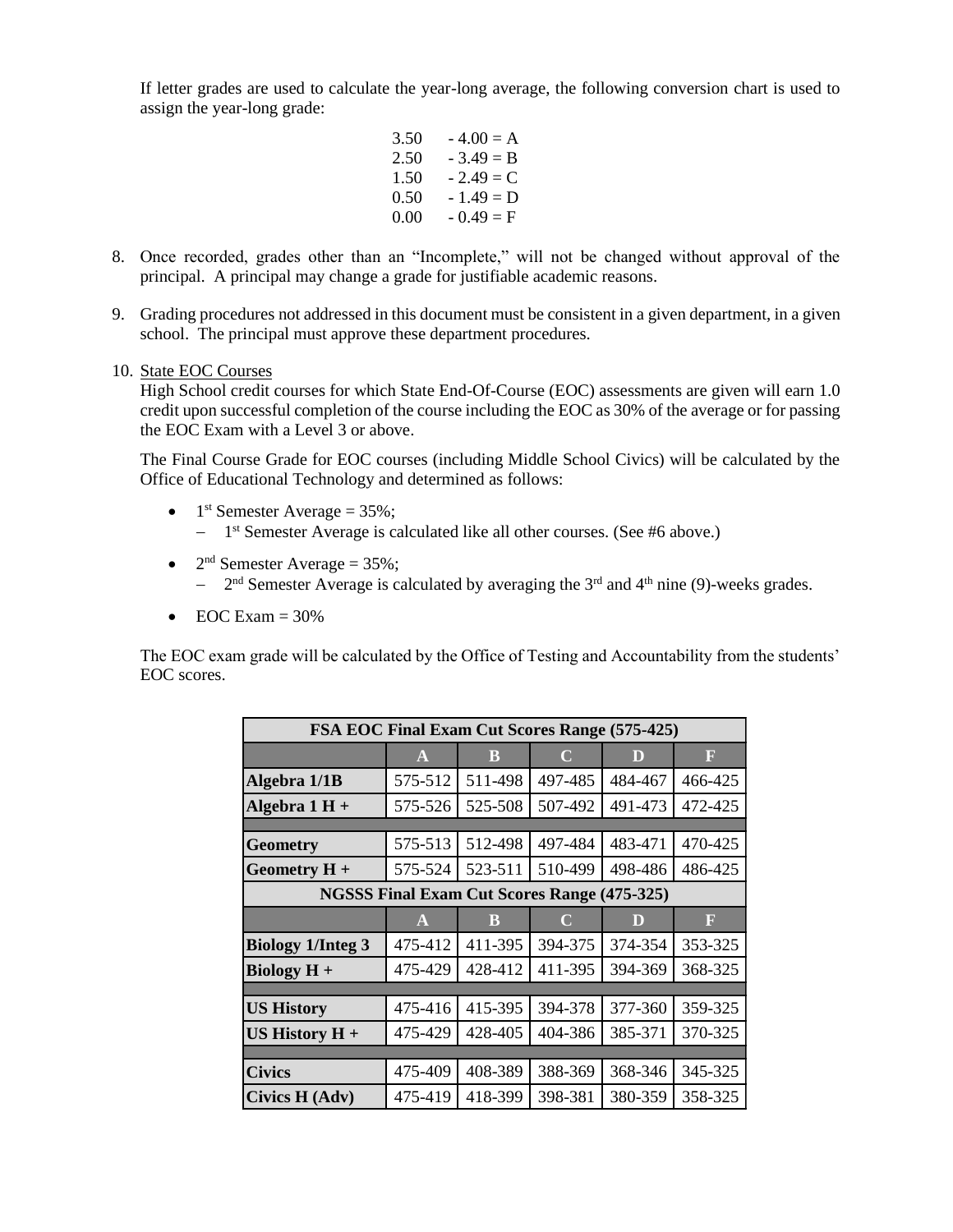If letter grades are used to calculate the year-long average, the following conversion chart is used to assign the year-long grade:

3.50 - 4.00 = A
2.50 - 3.49 = B
1.50 - 2.49 = C
0.50 - 1.49 = D
0.00 - 0.49 = F

8. Once recorded, grades other than an "Incomplete," will not be changed without approval of the principal. A principal may change a grade for justifiable academic reasons.

9. Grading procedures not addressed in this document must be consistent in a given department, in a given school. The principal must approve these department procedures.

10. <u>State EOC Courses</u>
    High School credit courses for which State End-Of-Course (EOC) assessments are given will earn 1.0 credit upon successful completion of the course including the EOC as 30% of the average or for passing the EOC Exam with a Level 3 or above.

    The Final Course Grade for EOC courses (including Middle School Civics) will be calculated by the Office of Educational Technology and determined as follows:

    - 1st Semester Average = 35%;
      - 1st Semester Average is calculated like all other courses. (See #6 above.)
    - 2nd Semester Average = 35%;
      - 2nd Semester Average is calculated by averaging the 3rd and 4th nine (9)-weeks grades.
    - EOC Exam = 30%

    The EOC exam grade will be calculated by the Office of Testing and Accountability from the students' EOC scores.

| FSA EOC Final Exam Cut Scores Range (575-425) | | | | | |
|---|---|---|---|---|---|
| | **A** | **B** | **C** | **D** | **F** |
| **Algebra 1/1B** | 575-512 | 511-498 | 497-485 | 484-467 | 466-425 |
| **Algebra 1 H +** | 575-526 | 525-508 | 507-492 | 491-473 | 472-425 |
| | | | | | |
| **Geometry** | 575-513 | 512-498 | 497-484 | 483-471 | 470-425 |
| **Geometry H +** | 575-524 | 523-511 | 510-499 | 498-486 | 486-425 |
| **NGSSS Final Exam Cut Scores Range (475-325)** | | | | | |
| | **A** | **B** | **C** | **D** | **F** |
| **Biology 1/Integ 3** | 475-412 | 411-395 | 394-375 | 374-354 | 353-325 |
| **Biology H +** | 475-429 | 428-412 | 411-395 | 394-369 | 368-325 |
| | | | | | |
| **US History** | 475-416 | 415-395 | 394-378 | 377-360 | 359-325 |
| **US History H +** | 475-429 | 428-405 | 404-386 | 385-371 | 370-325 |
| | | | | | |
| **Civics** | 475-409 | 408-389 | 388-369 | 368-346 | 345-325 |
| **Civics H (Adv)** | 475-419 | 418-399 | 398-381 | 380-359 | 358-325 |